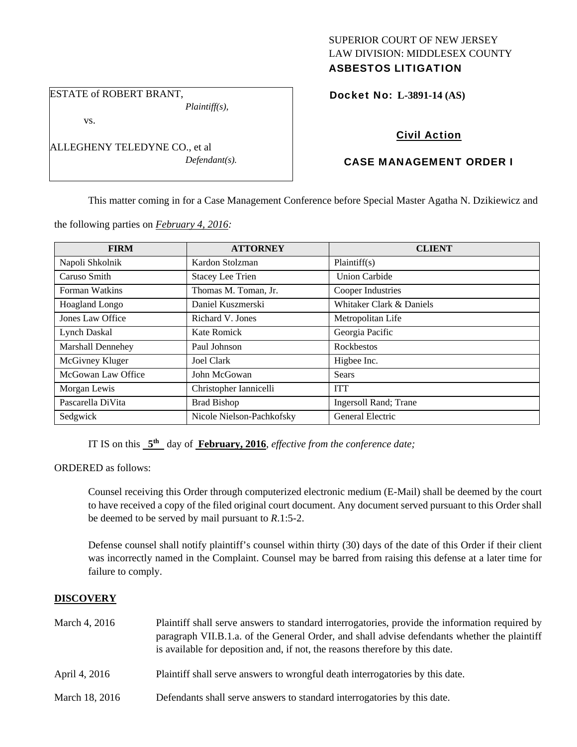SUPERIOR COURT OF NEW JERSEY
LAW DIVISION: MIDDLESEX COUNTY
**ASBESTOS LITIGATION**

ESTATE of ROBERT BRANT,
*Plaintiff(s),*

vs.

ALLEGHENY TELEDYNE CO., et al
*Defendant(s).*

**Docket No: L-3891-14 (AS)**

**Civil Action**

**CASE MANAGEMENT ORDER I**

This matter coming in for a Case Management Conference before Special Master Agatha N. Dzikiewicz and the following parties on ***February 4, 2016***:

| FIRM | ATTORNEY | CLIENT |
|---|---|---|
| Napoli Shkolnik | Kardon Stolzman | Plaintiff(s) |
| Caruso Smith | Stacey Lee Trien | Union Carbide |
| Forman Watkins | Thomas M. Toman, Jr. | Cooper Industries |
| Hoagland Longo | Daniel Kuszmerski | Whitaker Clark & Daniels |
| Jones Law Office | Richard V. Jones | Metropolitan Life |
| Lynch Daskal | Kate Romick | Georgia Pacific |
| Marshall Dennehey | Paul Johnson | Rockbestos |
| McGivney Kluger | Joel Clark | Higbee Inc. |
| McGowan Law Office | John McGowan | Sears |
| Morgan Lewis | Christopher Iannicelli | ITT |
| Pascarella DiVita | Brad Bishop | Ingersoll Rand; Trane |
| Sedgwick | Nicole Nielson-Pachkofsky | General Electric |

IT IS on this **5th** day of **February, 2016**, *effective from the conference date;*

ORDERED as follows:

Counsel receiving this Order through computerized electronic medium (E-Mail) shall be deemed by the court to have received a copy of the filed original court document. Any document served pursuant to this Order shall be deemed to be served by mail pursuant to *R*.1:5-2.

Defense counsel shall notify plaintiff's counsel within thirty (30) days of the date of this Order if their client was incorrectly named in the Complaint. Counsel may be barred from raising this defense at a later time for failure to comply.

## DISCOVERY

March 4, 2016 — Plaintiff shall serve answers to standard interrogatories, provide the information required by paragraph VII.B.1.a. of the General Order, and shall advise defendants whether the plaintiff is available for deposition and, if not, the reasons therefore by this date.

April 4, 2016 — Plaintiff shall serve answers to wrongful death interrogatories by this date.

March 18, 2016 — Defendants shall serve answers to standard interrogatories by this date.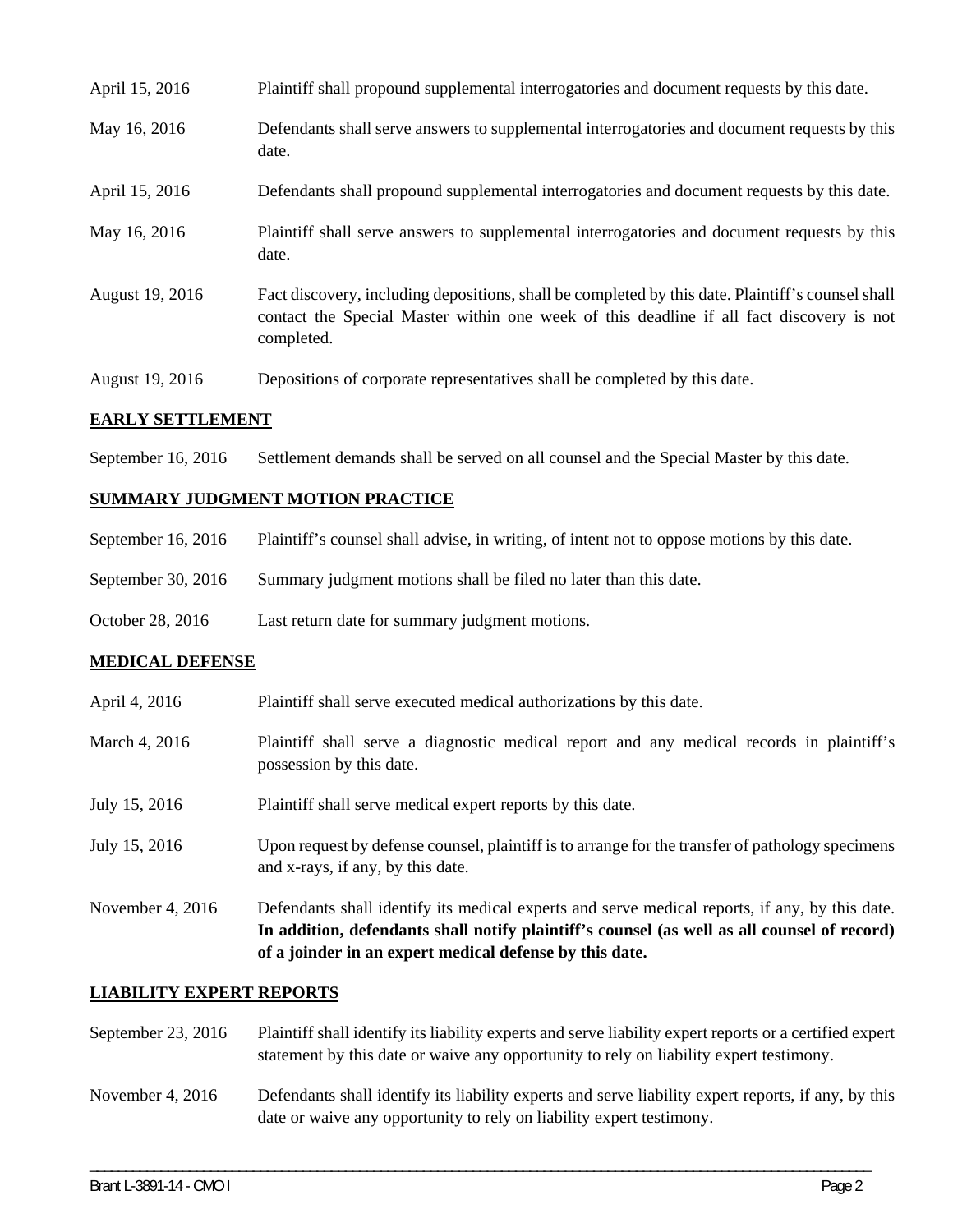| | |
|---|---|
| April 15, 2016 | Plaintiff shall propound supplemental interrogatories and document requests by this date. |
| May 16, 2016 | Defendants shall serve answers to supplemental interrogatories and document requests by this date. |
| April 15, 2016 | Defendants shall propound supplemental interrogatories and document requests by this date. |
| May 16, 2016 | Plaintiff shall serve answers to supplemental interrogatories and document requests by this date. |
| August 19, 2016 | Fact discovery, including depositions, shall be completed by this date. Plaintiff's counsel shall contact the Special Master within one week of this deadline if all fact discovery is not completed. |
| August 19, 2016 | Depositions of corporate representatives shall be completed by this date. |

## EARLY SETTLEMENT

| | |
|---|---|
| September 16, 2016 | Settlement demands shall be served on all counsel and the Special Master by this date. |

## SUMMARY JUDGMENT MOTION PRACTICE

| | |
|---|---|
| September 16, 2016 | Plaintiff's counsel shall advise, in writing, of intent not to oppose motions by this date. |
| September 30, 2016 | Summary judgment motions shall be filed no later than this date. |
| October 28, 2016 | Last return date for summary judgment motions. |

## MEDICAL DEFENSE

| | |
|---|---|
| April 4, 2016 | Plaintiff shall serve executed medical authorizations by this date. |
| March 4, 2016 | Plaintiff shall serve a diagnostic medical report and any medical records in plaintiff's possession by this date. |
| July 15, 2016 | Plaintiff shall serve medical expert reports by this date. |
| July 15, 2016 | Upon request by defense counsel, plaintiff is to arrange for the transfer of pathology specimens and x-rays, if any, by this date. |
| November 4, 2016 | Defendants shall identify its medical experts and serve medical reports, if any, by this date. **In addition, defendants shall notify plaintiff's counsel (as well as all counsel of record) of a joinder in an expert medical defense by this date.** |

## LIABILITY EXPERT REPORTS

| | |
|---|---|
| September 23, 2016 | Plaintiff shall identify its liability experts and serve liability expert reports or a certified expert statement by this date or waive any opportunity to rely on liability expert testimony. |
| November 4, 2016 | Defendants shall identify its liability experts and serve liability expert reports, if any, by this date or waive any opportunity to rely on liability expert testimony. |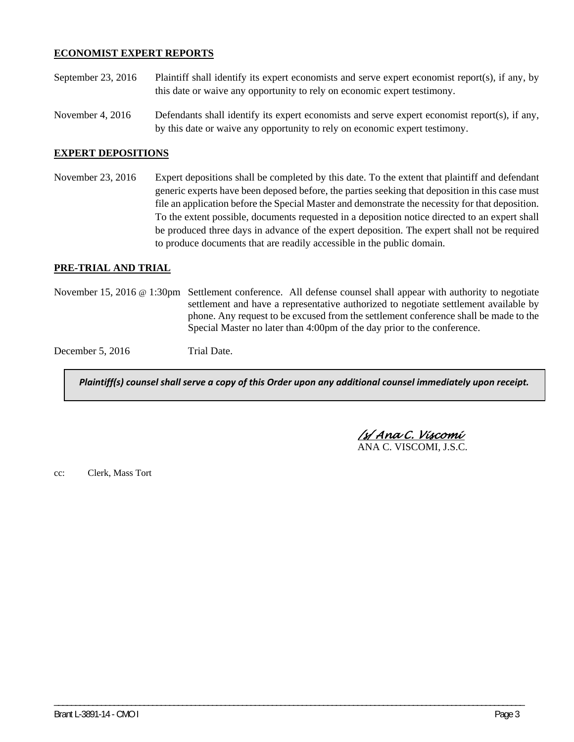**ECONOMIST EXPERT REPORTS**

| | |
|---|---|
| September 23, 2016 | Plaintiff shall identify its expert economists and serve expert economist report(s), if any, by this date or waive any opportunity to rely on economic expert testimony. |
| November 4, 2016 | Defendants shall identify its expert economists and serve expert economist report(s), if any, by this date or waive any opportunity to rely on economic expert testimony. |

**EXPERT DEPOSITIONS**

| | |
|---|---|
| November 23, 2016 | Expert depositions shall be completed by this date. To the extent that plaintiff and defendant generic experts have been deposed before, the parties seeking that deposition in this case must file an application before the Special Master and demonstrate the necessity for that deposition. To the extent possible, documents requested in a deposition notice directed to an expert shall be produced three days in advance of the expert deposition. The expert shall not be required to produce documents that are readily accessible in the public domain. |

**PRE-TRIAL AND TRIAL**

| | |
|---|---|
| November 15, 2016 @ 1:30pm | Settlement conference. All defense counsel shall appear with authority to negotiate settlement and have a representative authorized to negotiate settlement available by phone. Any request to be excused from the settlement conference shall be made to the Special Master no later than 4:00pm of the day prior to the conference. |
| December 5, 2016 | Trial Date. |

***Plaintiff(s) counsel shall serve a copy of this Order upon any additional counsel immediately upon receipt.***

/s/ Ana C. Viscomi
ANA C. VISCOMI, J.S.C.

cc: Clerk, Mass Tort